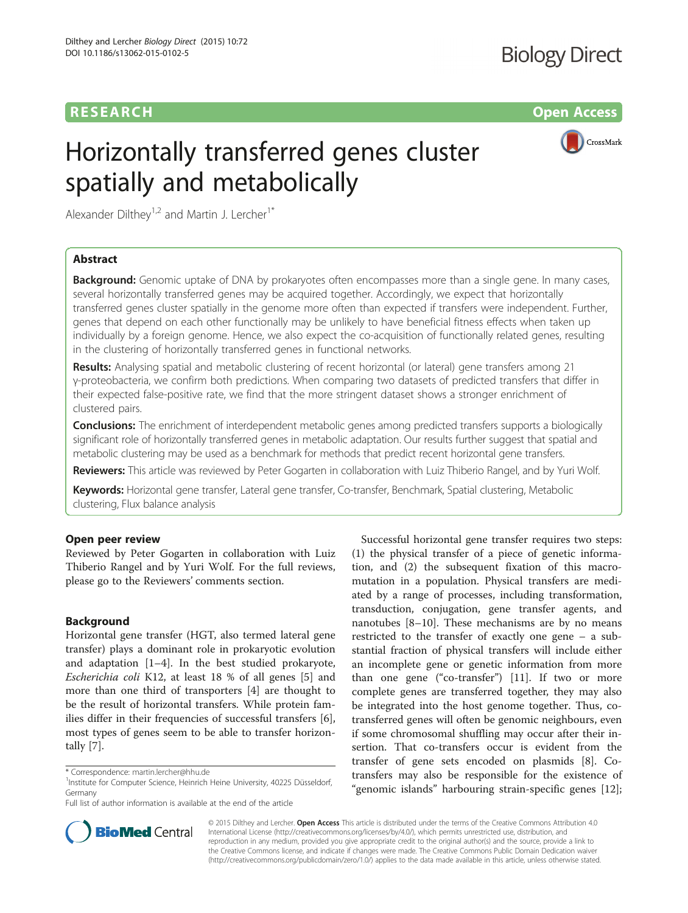RESEARCH Open Access

# Horizontally transferred genes cluster spatially and metabolically

Alexander Dilthey[1,2] and Martin J. Lercher[1*]

## Abstract

**Background:** Genomic uptake of DNA by prokaryotes often encompasses more than a single gene. In many cases, several horizontally transferred genes may be acquired together. Accordingly, we expect that horizontally transferred genes cluster spatially in the genome more often than expected if transfers were independent. Further, genes that depend on each other functionally may be unlikely to have beneficial fitness effects when taken up individually by a foreign genome. Hence, we also expect the co-acquisition of functionally related genes, resulting in the clustering of horizontally transferred genes in functional networks.

**Results:** Analysing spatial and metabolic clustering of recent horizontal (or lateral) gene transfers among 21 γ-proteobacteria, we confirm both predictions. When comparing two datasets of predicted transfers that differ in their expected false-positive rate, we find that the more stringent dataset shows a stronger enrichment of clustered pairs.

**Conclusions:** The enrichment of interdependent metabolic genes among predicted transfers supports a biologically significant role of horizontally transferred genes in metabolic adaptation. Our results further suggest that spatial and metabolic clustering may be used as a benchmark for methods that predict recent horizontal gene transfers.

**Reviewers:** This article was reviewed by Peter Gogarten in collaboration with Luiz Thiberio Rangel, and by Yuri Wolf.

**Keywords:** Horizontal gene transfer, Lateral gene transfer, Co-transfer, Benchmark, Spatial clustering, Metabolic clustering, Flux balance analysis

## Open peer review

Reviewed by Peter Gogarten in collaboration with Luiz Thiberio Rangel and by Yuri Wolf. For the full reviews, please go to the Reviewers' comments section.

## Background

Horizontal gene transfer (HGT, also termed lateral gene transfer) plays a dominant role in prokaryotic evolution and adaptation [1–4]. In the best studied prokaryote, *Escherichia coli* K12, at least 18 % of all genes [5] and more than one third of transporters [4] are thought to be the result of horizontal transfers. While protein families differ in their frequencies of successful transfers [6], most types of genes seem to be able to transfer horizontally [7].

Successful horizontal gene transfer requires two steps: (1) the physical transfer of a piece of genetic information, and (2) the subsequent fixation of this macromutation in a population. Physical transfers are mediated by a range of processes, including transformation, transduction, conjugation, gene transfer agents, and nanotubes [8–10]. These mechanisms are by no means restricted to the transfer of exactly one gene – a substantial fraction of physical transfers will include either an incomplete gene or genetic information from more than one gene ("co-transfer") [11]. If two or more complete genes are transferred together, they may also be integrated into the host genome together. Thus, co-transferred genes will often be genomic neighbours, even if some chromosomal shuffling may occur after their insertion. That co-transfers occur is evident from the transfer of gene sets encoded on plasmids [8]. Co-transfers may also be responsible for the existence of "genomic islands" harbouring strain-specific genes [12];

* Correspondence: martin.lercher@hhu.de
[1]Institute for Computer Science, Heinrich Heine University, 40225 Düsseldorf, Germany
Full list of author information is available at the end of the article

© 2015 Dilthey and Lercher. **Open Access** This article is distributed under the terms of the Creative Commons Attribution 4.0 International License (http://creativecommons.org/licenses/by/4.0/), which permits unrestricted use, distribution, and reproduction in any medium, provided you give appropriate credit to the original author(s) and the source, provide a link to the Creative Commons license, and indicate if changes were made. The Creative Commons Public Domain Dedication waiver (http://creativecommons.org/publicdomain/zero/1.0/) applies to the data made available in this article, unless otherwise stated.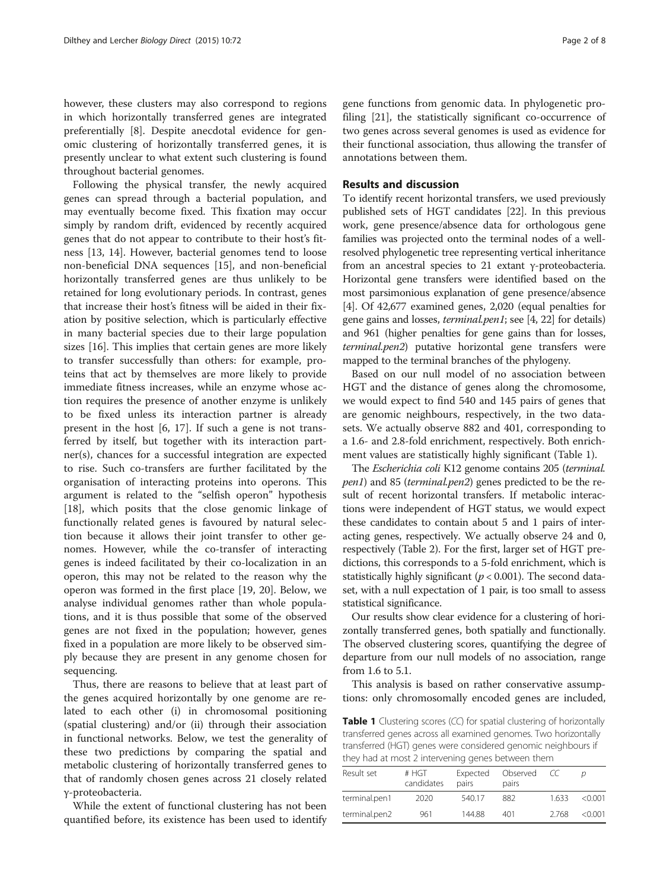however, these clusters may also correspond to regions in which horizontally transferred genes are integrated preferentially [8]. Despite anecdotal evidence for genomic clustering of horizontally transferred genes, it is presently unclear to what extent such clustering is found throughout bacterial genomes.

Following the physical transfer, the newly acquired genes can spread through a bacterial population, and may eventually become fixed. This fixation may occur simply by random drift, evidenced by recently acquired genes that do not appear to contribute to their host's fitness [13, 14]. However, bacterial genomes tend to loose non-beneficial DNA sequences [15], and non-beneficial horizontally transferred genes are thus unlikely to be retained for long evolutionary periods. In contrast, genes that increase their host's fitness will be aided in their fixation by positive selection, which is particularly effective in many bacterial species due to their large population sizes [16]. This implies that certain genes are more likely to transfer successfully than others: for example, proteins that act by themselves are more likely to provide immediate fitness increases, while an enzyme whose action requires the presence of another enzyme is unlikely to be fixed unless its interaction partner is already present in the host [6, 17]. If such a gene is not transferred by itself, but together with its interaction partner(s), chances for a successful integration are expected to rise. Such co-transfers are further facilitated by the organisation of interacting proteins into operons. This argument is related to the "selfish operon" hypothesis [18], which posits that the close genomic linkage of functionally related genes is favoured by natural selection because it allows their joint transfer to other genomes. However, while the co-transfer of interacting genes is indeed facilitated by their co-localization in an operon, this may not be related to the reason why the operon was formed in the first place [19, 20]. Below, we analyse individual genomes rather than whole populations, and it is thus possible that some of the observed genes are not fixed in the population; however, genes fixed in a population are more likely to be observed simply because they are present in any genome chosen for sequencing.

Thus, there are reasons to believe that at least part of the genes acquired horizontally by one genome are related to each other (i) in chromosomal positioning (spatial clustering) and/or (ii) through their association in functional networks. Below, we test the generality of these two predictions by comparing the spatial and metabolic clustering of horizontally transferred genes to that of randomly chosen genes across 21 closely related γ-proteobacteria.

While the extent of functional clustering has not been quantified before, its existence has been used to identify gene functions from genomic data. In phylogenetic profiling [21], the statistically significant co-occurrence of two genes across several genomes is used as evidence for their functional association, thus allowing the transfer of annotations between them.

## Results and discussion

To identify recent horizontal transfers, we used previously published sets of HGT candidates [22]. In this previous work, gene presence/absence data for orthologous gene families was projected onto the terminal nodes of a well-resolved phylogenetic tree representing vertical inheritance from an ancestral species to 21 extant γ-proteobacteria. Horizontal gene transfers were identified based on the most parsimonious explanation of gene presence/absence [4]. Of 42,677 examined genes, 2,020 (equal penalties for gene gains and losses, *terminal.pen1*; see [4, 22] for details) and 961 (higher penalties for gene gains than for losses, *terminal.pen2*) putative horizontal gene transfers were mapped to the terminal branches of the phylogeny.

Based on our null model of no association between HGT and the distance of genes along the chromosome, we would expect to find 540 and 145 pairs of genes that are genomic neighbours, respectively, in the two datasets. We actually observe 882 and 401, corresponding to a 1.6- and 2.8-fold enrichment, respectively. Both enrichment values are statistically highly significant (Table 1).

The *Escherichia coli* K12 genome contains 205 (*terminal.pen1*) and 85 (*terminal.pen2*) genes predicted to be the result of recent horizontal transfers. If metabolic interactions were independent of HGT status, we would expect these candidates to contain about 5 and 1 pairs of interacting genes, respectively. We actually observe 24 and 0, respectively (Table 2). For the first, larger set of HGT predictions, this corresponds to a 5-fold enrichment, which is statistically highly significant ($p < 0.001$). The second dataset, with a null expectation of 1 pair, is too small to assess statistical significance.

Our results show clear evidence for a clustering of horizontally transferred genes, both spatially and functionally. The observed clustering scores, quantifying the degree of departure from our null models of no association, range from 1.6 to 5.1.

This analysis is based on rather conservative assumptions: only chromosomally encoded genes are included,

**Table 1** Clustering scores (*CC*) for spatial clustering of horizontally transferred genes across all examined genomes. Two horizontally transferred (HGT) genes were considered genomic neighbours if they had at most 2 intervening genes between them

| Result set | # HGT candidates | Expected pairs | Observed pairs | *CC* | *p* |
|---|---|---|---|---|---|
| terminal.pen1 | 2020 | 540.17 | 882 | 1.633 | <0.001 |
| terminal.pen2 | 961 | 144.88 | 401 | 2.768 | <0.001 |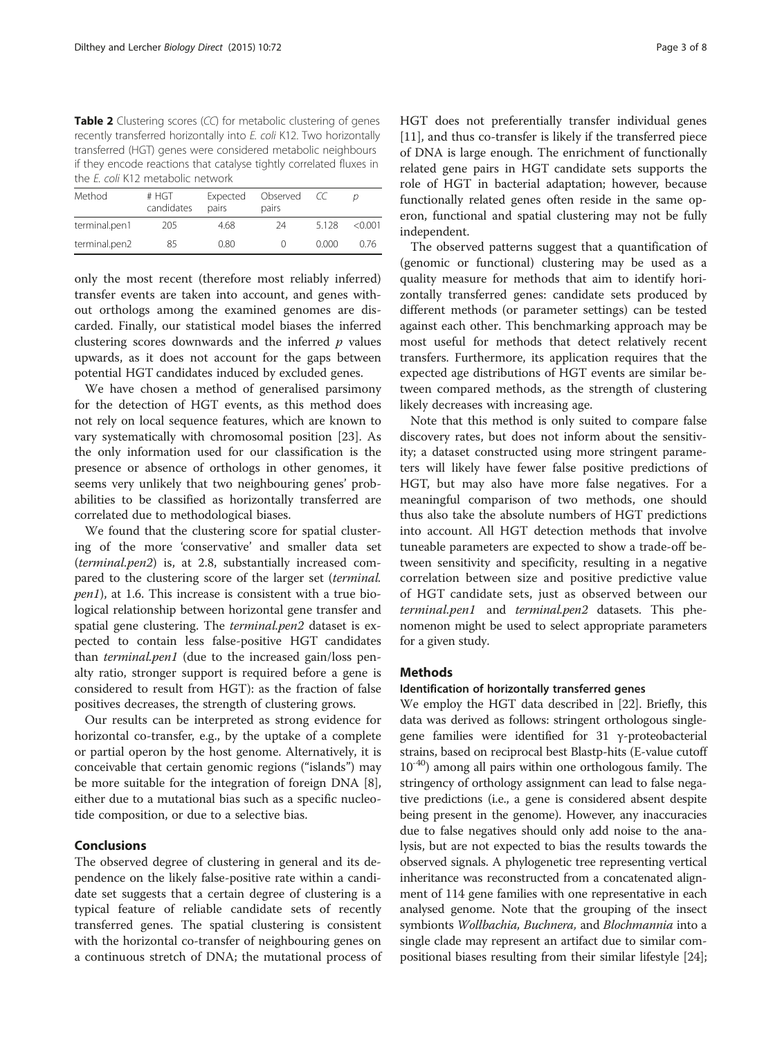**Table 2** Clustering scores (*CC*) for metabolic clustering of genes recently transferred horizontally into *E. coli* K12. Two horizontally transferred (HGT) genes were considered metabolic neighbours if they encode reactions that catalyse tightly correlated fluxes in the *E. coli* K12 metabolic network

| Method | # HGT candidates | Expected pairs | Observed pairs | *CC* | *p* |
|---|---|---|---|---|---|
| terminal.pen1 | 205 | 4.68 | 24 | 5.128 | <0.001 |
| terminal.pen2 | 85 | 0.80 | 0 | 0.000 | 0.76 |

only the most recent (therefore most reliably inferred) transfer events are taken into account, and genes without orthologs among the examined genomes are discarded. Finally, our statistical model biases the inferred clustering scores downwards and the inferred $p$ values upwards, as it does not account for the gaps between potential HGT candidates induced by excluded genes.

We have chosen a method of generalised parsimony for the detection of HGT events, as this method does not rely on local sequence features, which are known to vary systematically with chromosomal position [23]. As the only information used for our classification is the presence or absence of orthologs in other genomes, it seems very unlikely that two neighbouring genes' probabilities to be classified as horizontally transferred are correlated due to methodological biases.

We found that the clustering score for spatial clustering of the more 'conservative' and smaller data set (*terminal.pen2*) is, at 2.8, substantially increased compared to the clustering score of the larger set (*terminal.pen1*), at 1.6. This increase is consistent with a true biological relationship between horizontal gene transfer and spatial gene clustering. The *terminal.pen2* dataset is expected to contain less false-positive HGT candidates than *terminal.pen1* (due to the increased gain/loss penalty ratio, stronger support is required before a gene is considered to result from HGT): as the fraction of false positives decreases, the strength of clustering grows.

Our results can be interpreted as strong evidence for horizontal co-transfer, e.g., by the uptake of a complete or partial operon by the host genome. Alternatively, it is conceivable that certain genomic regions ("islands") may be more suitable for the integration of foreign DNA [8], either due to a mutational bias such as a specific nucleotide composition, or due to a selective bias.

## Conclusions

The observed degree of clustering in general and its dependence on the likely false-positive rate within a candidate set suggests that a certain degree of clustering is a typical feature of reliable candidate sets of recently transferred genes. The spatial clustering is consistent with the horizontal co-transfer of neighbouring genes on a continuous stretch of DNA; the mutational process of HGT does not preferentially transfer individual genes [11], and thus co-transfer is likely if the transferred piece of DNA is large enough. The enrichment of functionally related gene pairs in HGT candidate sets supports the role of HGT in bacterial adaptation; however, because functionally related genes often reside in the same operon, functional and spatial clustering may not be fully independent.

The observed patterns suggest that a quantification of (genomic or functional) clustering may be used as a quality measure for methods that aim to identify horizontally transferred genes: candidate sets produced by different methods (or parameter settings) can be tested against each other. This benchmarking approach may be most useful for methods that detect relatively recent transfers. Furthermore, its application requires that the expected age distributions of HGT events are similar between compared methods, as the strength of clustering likely decreases with increasing age.

Note that this method is only suited to compare false discovery rates, but does not inform about the sensitivity; a dataset constructed using more stringent parameters will likely have fewer false positive predictions of HGT, but may also have more false negatives. For a meaningful comparison of two methods, one should thus also take the absolute numbers of HGT predictions into account. All HGT detection methods that involve tuneable parameters are expected to show a trade-off between sensitivity and specificity, resulting in a negative correlation between size and positive predictive value of HGT candidate sets, just as observed between our *terminal.pen1* and *terminal.pen2* datasets. This phenomenon might be used to select appropriate parameters for a given study.

## Methods

### Identification of horizontally transferred genes

We employ the HGT data described in [22]. Briefly, this data was derived as follows: stringent orthologous single-gene families were identified for 31 γ-proteobacterial strains, based on reciprocal best Blastp-hits (E-value cutoff $10^{-40}$) among all pairs within one orthologous family. The stringency of orthology assignment can lead to false negative predictions (i.e., a gene is considered absent despite being present in the genome). However, any inaccuracies due to false negatives should only add noise to the analysis, but are not expected to bias the results towards the observed signals. A phylogenetic tree representing vertical inheritance was reconstructed from a concatenated alignment of 114 gene families with one representative in each analysed genome. Note that the grouping of the insect symbionts *Wollbachia, Buchnera,* and *Blochmannia* into a single clade may represent an artifact due to similar compositional biases resulting from their similar lifestyle [24];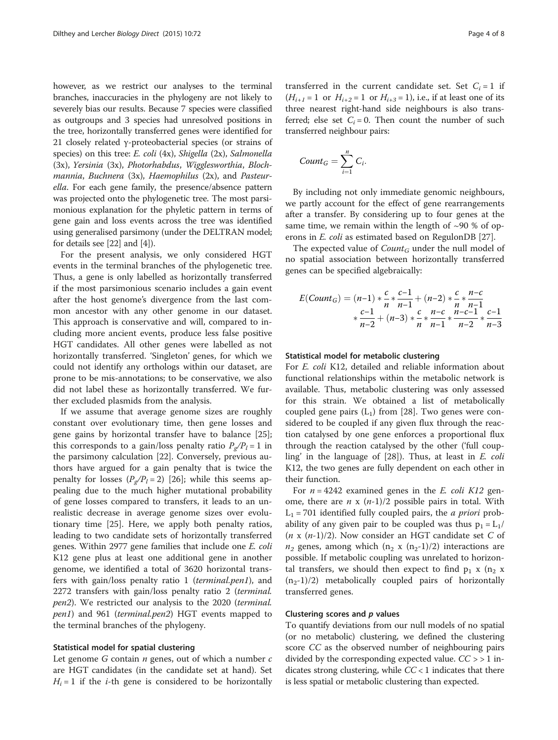however, as we restrict our analyses to the terminal branches, inaccuracies in the phylogeny are not likely to severely bias our results. Because 7 species were classified as outgroups and 3 species had unresolved positions in the tree, horizontally transferred genes were identified for 21 closely related γ-proteobacterial species (or strains of species) on this tree: *E. coli* (4x), *Shigella* (2x), *Salmonella* (3x), *Yersinia* (3x), *Photorhabdus*, *Wigglesworthia*, *Blochmannia*, *Buchnera* (3x), *Haemophilus* (2x), and *Pasteurella*. For each gene family, the presence/absence pattern was projected onto the phylogenetic tree. The most parsimonious explanation for the phyletic pattern in terms of gene gain and loss events across the tree was identified using generalised parsimony (under the DELTRAN model; for details see [22] and [4]).

For the present analysis, we only considered HGT events in the terminal branches of the phylogenetic tree. Thus, a gene is only labelled as horizontally transferred if the most parsimonious scenario includes a gain event after the host genome's divergence from the last common ancestor with any other genome in our dataset. This approach is conservative and will, compared to including more ancient events, produce less false positive HGT candidates. All other genes were labelled as not horizontally transferred. 'Singleton' genes, for which we could not identify any orthologs within our dataset, are prone to be mis-annotations; to be conservative, we also did not label these as horizontally transferred. We further excluded plasmids from the analysis.

If we assume that average genome sizes are roughly constant over evolutionary time, then gene losses and gene gains by horizontal transfer have to balance [25]; this corresponds to a gain/loss penalty ratio $P_g/P_l = 1$ in the parsimony calculation [22]. Conversely, previous authors have argued for a gain penalty that is twice the penalty for losses ($P_g/P_l = 2$) [26]; while this seems appealing due to the much higher mutational probability of gene losses compared to transfers, it leads to an unrealistic decrease in average genome sizes over evolutionary time [25]. Here, we apply both penalty ratios, leading to two candidate sets of horizontally transferred genes. Within 2977 gene families that include one *E. coli* K12 gene plus at least one additional gene in another genome, we identified a total of 3620 horizontal transfers with gain/loss penalty ratio 1 (*terminal.pen1*), and 2272 transfers with gain/loss penalty ratio 2 (*terminal.pen2*). We restricted our analysis to the 2020 (*terminal.pen1*) and 961 (*terminal.pen2*) HGT events mapped to the terminal branches of the phylogeny.

### Statistical model for spatial clustering

Let genome $G$ contain $n$ genes, out of which a number $c$ are HGT candidates (in the candidate set at hand). Set $H_i = 1$ if the $i$-th gene is considered to be horizontally transferred in the current candidate set. Set $C_i = 1$ if ($H_{i+1} = 1$ or $H_{i+2} = 1$ or $H_{i+3} = 1$), i.e., if at least one of its three nearest right-hand side neighbours is also transferred; else set $C_i = 0$. Then count the number of such transferred neighbour pairs:

$$Count_G = \sum_{i=1}^{n} C_i.$$

By including not only immediate genomic neighbours, we partly account for the effect of gene rearrangements after a transfer. By considering up to four genes at the same time, we remain within the length of ~90 % of operons in *E. coli* as estimated based on RegulonDB [27].

The expected value of $Count_G$ under the null model of no spatial association between horizontally transferred genes can be specified algebraically:

$$E(Count_G) = (n-1) * \frac{c}{n} * \frac{c-1}{n-1} + (n-2) * \frac{c}{n} * \frac{n-c}{n-1} * \frac{c-1}{n-2} + (n-3) * \frac{c}{n} * \frac{n-c}{n-1} * \frac{n-c-1}{n-2} * \frac{c-1}{n-3}$$

### Statistical model for metabolic clustering

For *E. coli* K12, detailed and reliable information about functional relationships within the metabolic network is available. Thus, metabolic clustering was only assessed for this strain. We obtained a list of metabolically coupled gene pairs ($L_1$) from [28]. Two genes were considered to be coupled if any given flux through the reaction catalysed by one gene enforces a proportional flux through the reaction catalysed by the other ('full coupling' in the language of [28]). Thus, at least in *E. coli* K12, the two genes are fully dependent on each other in their function.

For $n = 4242$ examined genes in the *E. coli K12* genome, there are $n$ x $(n\text{-}1)/2$ possible pairs in total. With $L_1 = 701$ identified fully coupled pairs, the *a priori* probability of any given pair to be coupled was thus $p_1 = L_1/(n \text{ x } (n\text{-}1)/2)$. Now consider an HGT candidate set $C$ of $n_2$ genes, among which ($n_2$ x ($n_2$-1)/2) interactions are possible. If metabolic coupling was unrelated to horizontal transfers, we should then expect to find $p_1$ x ($n_2$ x ($n_2$-1)/2) metabolically coupled pairs of horizontally transferred genes.

### Clustering scores and *p* values

To quantify deviations from our null models of no spatial (or no metabolic) clustering, we defined the clustering score $CC$ as the observed number of neighbouring pairs divided by the corresponding expected value. $CC >> 1$ indicates strong clustering, while $CC < 1$ indicates that there is less spatial or metabolic clustering than expected.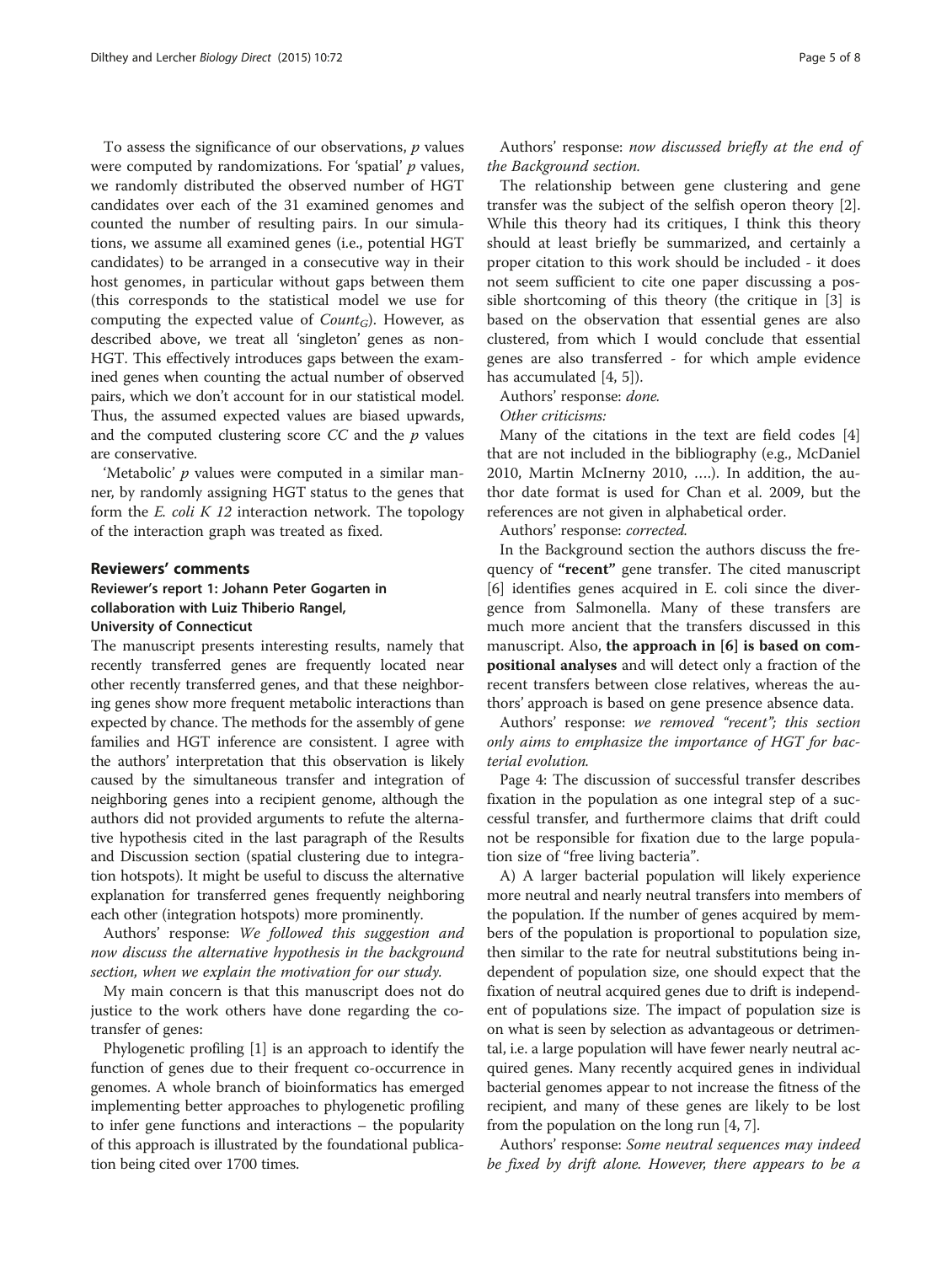To assess the significance of our observations, $p$ values were computed by randomizations. For 'spatial' $p$ values, we randomly distributed the observed number of HGT candidates over each of the 31 examined genomes and counted the number of resulting pairs. In our simulations, we assume all examined genes (i.e., potential HGT candidates) to be arranged in a consecutive way in their host genomes, in particular without gaps between them (this corresponds to the statistical model we use for computing the expected value of $Count_G$). However, as described above, we treat all 'singleton' genes as non-HGT. This effectively introduces gaps between the examined genes when counting the actual number of observed pairs, which we don't account for in our statistical model. Thus, the assumed expected values are biased upwards, and the computed clustering score $CC$ and the $p$ values are conservative.

'Metabolic' $p$ values were computed in a similar manner, by randomly assigning HGT status to the genes that form the *E. coli K 12* interaction network. The topology of the interaction graph was treated as fixed.

## Reviewers' comments

### Reviewer's report 1: Johann Peter Gogarten in collaboration with Luiz Thiberio Rangel, University of Connecticut

The manuscript presents interesting results, namely that recently transferred genes are frequently located near other recently transferred genes, and that these neighboring genes show more frequent metabolic interactions than expected by chance. The methods for the assembly of gene families and HGT inference are consistent. I agree with the authors' interpretation that this observation is likely caused by the simultaneous transfer and integration of neighboring genes into a recipient genome, although the authors did not provided arguments to refute the alternative hypothesis cited in the last paragraph of the Results and Discussion section (spatial clustering due to integration hotspots). It might be useful to discuss the alternative explanation for transferred genes frequently neighboring each other (integration hotspots) more prominently.

Authors' response: *We followed this suggestion and now discuss the alternative hypothesis in the background section, when we explain the motivation for our study.*

My main concern is that this manuscript does not do justice to the work others have done regarding the co-transfer of genes:

Phylogenetic profiling [1] is an approach to identify the function of genes due to their frequent co-occurrence in genomes. A whole branch of bioinformatics has emerged implementing better approaches to phylogenetic profiling to infer gene functions and interactions – the popularity of this approach is illustrated by the foundational publication being cited over 1700 times.

Authors' response: *now discussed briefly at the end of the Background section.*

The relationship between gene clustering and gene transfer was the subject of the selfish operon theory [2]. While this theory had its critiques, I think this theory should at least briefly be summarized, and certainly a proper citation to this work should be included - it does not seem sufficient to cite one paper discussing a possible shortcoming of this theory (the critique in [3] is based on the observation that essential genes are also clustered, from which I would conclude that essential genes are also transferred - for which ample evidence has accumulated [4, 5]).

Authors' response: *done.*

*Other criticisms:*

Many of the citations in the text are field codes [4] that are not included in the bibliography (e.g., McDaniel 2010, Martin McInerny 2010, ….). In addition, the author date format is used for Chan et al. 2009, but the references are not given in alphabetical order.

Authors' response: *corrected.*

In the Background section the authors discuss the frequency of **"recent"** gene transfer. The cited manuscript [6] identifies genes acquired in E. coli since the divergence from Salmonella. Many of these transfers are much more ancient that the transfers discussed in this manuscript. Also, **the approach in [6] is based on compositional analyses** and will detect only a fraction of the recent transfers between close relatives, whereas the authors' approach is based on gene presence absence data.

Authors' response: *we removed "recent"; this section only aims to emphasize the importance of HGT for bacterial evolution.*

Page 4: The discussion of successful transfer describes fixation in the population as one integral step of a successful transfer, and furthermore claims that drift could not be responsible for fixation due to the large population size of "free living bacteria".

A) A larger bacterial population will likely experience more neutral and nearly neutral transfers into members of the population. If the number of genes acquired by members of the population is proportional to population size, then similar to the rate for neutral substitutions being independent of population size, one should expect that the fixation of neutral acquired genes due to drift is independent of populations size. The impact of population size is on what is seen by selection as advantageous or detrimental, i.e. a large population will have fewer nearly neutral acquired genes. Many recently acquired genes in individual bacterial genomes appear to not increase the fitness of the recipient, and many of these genes are likely to be lost from the population on the long run [4, 7].

Authors' response: *Some neutral sequences may indeed be fixed by drift alone. However, there appears to be a*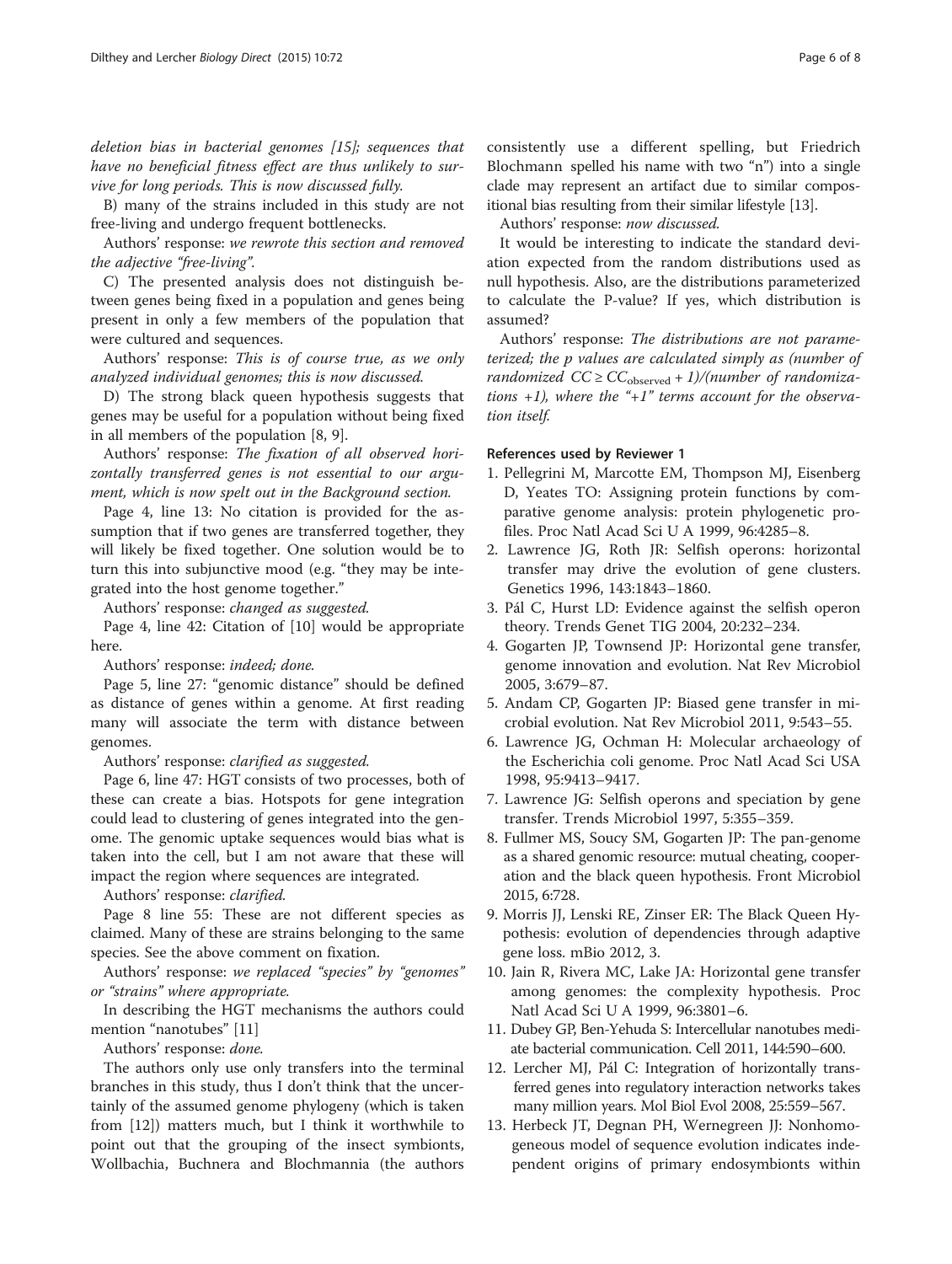*deletion bias in bacterial genomes [15]; sequences that have no beneficial fitness effect are thus unlikely to survive for long periods. This is now discussed fully.*

B) many of the strains included in this study are not free-living and undergo frequent bottlenecks.

Authors' response: *we rewrote this section and removed the adjective "free-living".*

C) The presented analysis does not distinguish between genes being fixed in a population and genes being present in only a few members of the population that were cultured and sequences.

Authors' response: *This is of course true, as we only analyzed individual genomes; this is now discussed.*

D) The strong black queen hypothesis suggests that genes may be useful for a population without being fixed in all members of the population [8, 9].

Authors' response: *The fixation of all observed horizontally transferred genes is not essential to our argument, which is now spelt out in the Background section.*

Page 4, line 13: No citation is provided for the assumption that if two genes are transferred together, they will likely be fixed together. One solution would be to turn this into subjunctive mood (e.g. "they may be integrated into the host genome together."

Authors' response: *changed as suggested.*

Page 4, line 42: Citation of [10] would be appropriate here.

Authors' response: *indeed; done.*

Page 5, line 27: "genomic distance" should be defined as distance of genes within a genome. At first reading many will associate the term with distance between genomes.

Authors' response: *clarified as suggested.*

Page 6, line 47: HGT consists of two processes, both of these can create a bias. Hotspots for gene integration could lead to clustering of genes integrated into the genome. The genomic uptake sequences would bias what is taken into the cell, but I am not aware that these will impact the region where sequences are integrated.

Authors' response: *clarified.*

Page 8 line 55: These are not different species as claimed. Many of these are strains belonging to the same species. See the above comment on fixation.

Authors' response: *we replaced "species" by "genomes" or "strains" where appropriate.*

In describing the HGT mechanisms the authors could mention "nanotubes" [11]

Authors' response: *done.*

The authors only use only transfers into the terminal branches in this study, thus I don't think that the uncertainly of the assumed genome phylogeny (which is taken from [12]) matters much, but I think it worthwhile to point out that the grouping of the insect symbionts, Wollbachia, Buchnera and Blochmannia (the authors consistently use a different spelling, but Friedrich Blochmann spelled his name with two "n") into a single clade may represent an artifact due to similar compositional bias resulting from their similar lifestyle [13].

Authors' response: *now discussed.*

It would be interesting to indicate the standard deviation expected from the random distributions used as null hypothesis. Also, are the distributions parameterized to calculate the P-value? If yes, which distribution is assumed?

Authors' response: *The distributions are not parameterized; the p values are calculated simply as (number of randomized $CC \geq CC_{\text{observed}}$ + 1)/(number of randomizations +1), where the "+1" terms account for the observation itself.*

#### References used by Reviewer 1

1. Pellegrini M, Marcotte EM, Thompson MJ, Eisenberg D, Yeates TO: Assigning protein functions by comparative genome analysis: protein phylogenetic profiles. Proc Natl Acad Sci U A 1999, 96:4285–8.
2. Lawrence JG, Roth JR: Selfish operons: horizontal transfer may drive the evolution of gene clusters. Genetics 1996, 143:1843–1860.
3. Pál C, Hurst LD: Evidence against the selfish operon theory. Trends Genet TIG 2004, 20:232–234.
4. Gogarten JP, Townsend JP: Horizontal gene transfer, genome innovation and evolution. Nat Rev Microbiol 2005, 3:679–87.
5. Andam CP, Gogarten JP: Biased gene transfer in microbial evolution. Nat Rev Microbiol 2011, 9:543–55.
6. Lawrence JG, Ochman H: Molecular archaeology of the Escherichia coli genome. Proc Natl Acad Sci USA 1998, 95:9413–9417.
7. Lawrence JG: Selfish operons and speciation by gene transfer. Trends Microbiol 1997, 5:355–359.
8. Fullmer MS, Soucy SM, Gogarten JP: The pan-genome as a shared genomic resource: mutual cheating, cooperation and the black queen hypothesis. Front Microbiol 2015, 6:728.
9. Morris JJ, Lenski RE, Zinser ER: The Black Queen Hypothesis: evolution of dependencies through adaptive gene loss. mBio 2012, 3.
10. Jain R, Rivera MC, Lake JA: Horizontal gene transfer among genomes: the complexity hypothesis. Proc Natl Acad Sci U A 1999, 96:3801–6.
11. Dubey GP, Ben-Yehuda S: Intercellular nanotubes mediate bacterial communication. Cell 2011, 144:590–600.
12. Lercher MJ, Pál C: Integration of horizontally transferred genes into regulatory interaction networks takes many million years. Mol Biol Evol 2008, 25:559–567.
13. Herbeck JT, Degnan PH, Wernegreen JJ: Nonhomogeneous model of sequence evolution indicates independent origins of primary endosymbionts within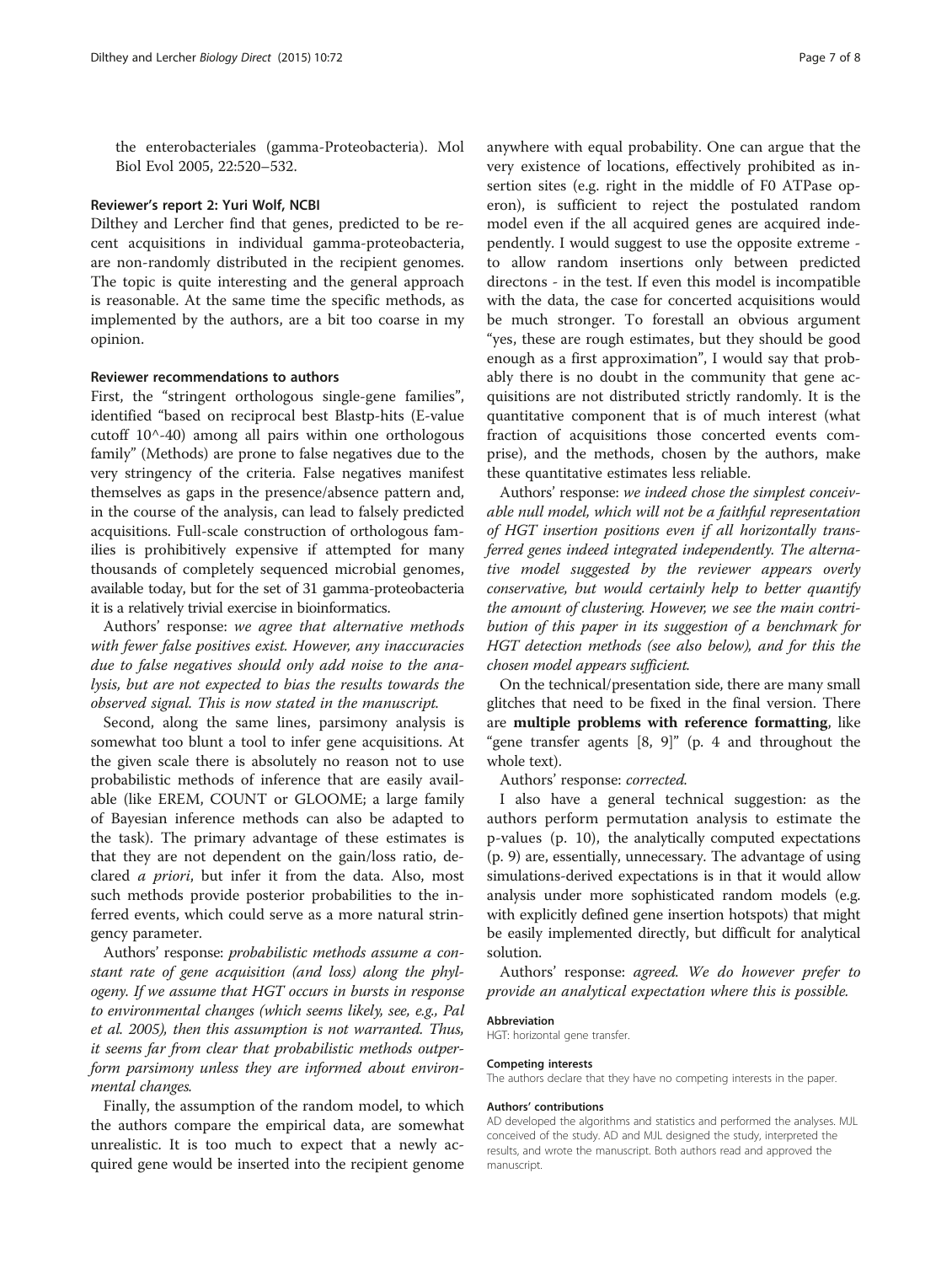the enterobacteriales (gamma-Proteobacteria). Mol Biol Evol 2005, 22:520–532.

#### Reviewer's report 2: Yuri Wolf, NCBI

Dilthey and Lercher find that genes, predicted to be recent acquisitions in individual gamma-proteobacteria, are non-randomly distributed in the recipient genomes. The topic is quite interesting and the general approach is reasonable. At the same time the specific methods, as implemented by the authors, are a bit too coarse in my opinion.

#### Reviewer recommendations to authors

First, the "stringent orthologous single-gene families", identified "based on reciprocal best Blastp-hits (E-value cutoff 10^-40) among all pairs within one orthologous family" (Methods) are prone to false negatives due to the very stringency of the criteria. False negatives manifest themselves as gaps in the presence/absence pattern and, in the course of the analysis, can lead to falsely predicted acquisitions. Full-scale construction of orthologous families is prohibitively expensive if attempted for many thousands of completely sequenced microbial genomes, available today, but for the set of 31 gamma-proteobacteria it is a relatively trivial exercise in bioinformatics.

Authors' response: *we agree that alternative methods with fewer false positives exist. However, any inaccuracies due to false negatives should only add noise to the analysis, but are not expected to bias the results towards the observed signal. This is now stated in the manuscript.*

Second, along the same lines, parsimony analysis is somewhat too blunt a tool to infer gene acquisitions. At the given scale there is absolutely no reason not to use probabilistic methods of inference that are easily available (like EREM, COUNT or GLOOME; a large family of Bayesian inference methods can also be adapted to the task). The primary advantage of these estimates is that they are not dependent on the gain/loss ratio, declared *a priori*, but infer it from the data. Also, most such methods provide posterior probabilities to the inferred events, which could serve as a more natural stringency parameter.

Authors' response: *probabilistic methods assume a constant rate of gene acquisition (and loss) along the phylogeny. If we assume that HGT occurs in bursts in response to environmental changes (which seems likely, see, e.g., Pal et al. 2005), then this assumption is not warranted. Thus, it seems far from clear that probabilistic methods outperform parsimony unless they are informed about environmental changes.*

Finally, the assumption of the random model, to which the authors compare the empirical data, are somewhat unrealistic. It is too much to expect that a newly acquired gene would be inserted into the recipient genome anywhere with equal probability. One can argue that the very existence of locations, effectively prohibited as insertion sites (e.g. right in the middle of F0 ATPase operon), is sufficient to reject the postulated random model even if the all acquired genes are acquired independently. I would suggest to use the opposite extreme - to allow random insertions only between predicted directons - in the test. If even this model is incompatible with the data, the case for concerted acquisitions would be much stronger. To forestall an obvious argument "yes, these are rough estimates, but they should be good enough as a first approximation", I would say that probably there is no doubt in the community that gene acquisitions are not distributed strictly randomly. It is the quantitative component that is of much interest (what fraction of acquisitions those concerted events comprise), and the methods, chosen by the authors, make these quantitative estimates less reliable.

Authors' response: *we indeed chose the simplest conceivable null model, which will not be a faithful representation of HGT insertion positions even if all horizontally transferred genes indeed integrated independently. The alternative model suggested by the reviewer appears overly conservative, but would certainly help to better quantify the amount of clustering. However, we see the main contribution of this paper in its suggestion of a benchmark for HGT detection methods (see also below), and for this the chosen model appears sufficient.*

On the technical/presentation side, there are many small glitches that need to be fixed in the final version. There are **multiple problems with reference formatting**, like "gene transfer agents [8, 9]" (p. 4 and throughout the whole text).

Authors' response: *corrected.*

I also have a general technical suggestion: as the authors perform permutation analysis to estimate the p-values (p. 10), the analytically computed expectations (p. 9) are, essentially, unnecessary. The advantage of using simulations-derived expectations is in that it would allow analysis under more sophisticated random models (e.g. with explicitly defined gene insertion hotspots) that might be easily implemented directly, but difficult for analytical solution.

Authors' response: *agreed. We do however prefer to provide an analytical expectation where this is possible.*

#### Abbreviation

HGT: horizontal gene transfer.

#### Competing interests

The authors declare that they have no competing interests in the paper.

#### Authors' contributions

AD developed the algorithms and statistics and performed the analyses. MJL conceived of the study. AD and MJL designed the study, interpreted the results, and wrote the manuscript. Both authors read and approved the manuscript.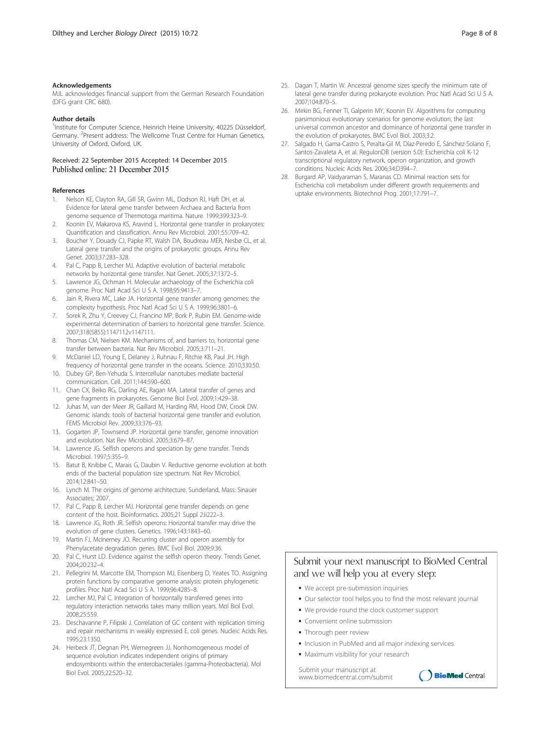#### Acknowledgements

MJL acknowledges financial support from the German Research Foundation (DFG grant CRC 680).

#### Author details

[1]Institute for Computer Science, Heinrich Heine University, 40225 Düsseldorf, Germany. [2]Present address: The Wellcome Trust Centre for Human Genetics, University of Oxford, Oxford, UK.

Received: 22 September 2015 Accepted: 14 December 2015
Published online: 21 December 2015

#### References

1. Nelson KE, Clayton RA, Gill SR, Gwinn ML, Dodson RJ, Haft DH, et al. Evidence for lateral gene transfer between Archaea and Bacteria from genome sequence of Thermotoga maritima. Nature. 1999;399:323–9.
2. Koonin EV, Makarova KS, Aravind L. Horizontal gene transfer in prokaryotes: Quantification and classification. Annu Rev Microbiol. 2001;55:709–42.
3. Boucher Y, Douady CJ, Papke RT, Walsh DA, Boudreau MER, Nesbø CL, et al. Lateral gene transfer and the origins of prokaryotic groups. Annu Rev Genet. 2003;37:283–328.
4. Pal C, Papp B, Lercher MJ. Adaptive evolution of bacterial metabolic networks by horizontal gene transfer. Nat Genet. 2005;37:1372–5.
5. Lawrence JG, Ochman H. Molecular archaeology of the Escherichia coli genome. Proc Natl Acad Sci U S A. 1998;95:9413–7.
6. Jain R, Rivera MC, Lake JA. Horizontal gene transfer among genomes: the complexity hypothesis. Proc Natl Acad Sci U S A. 1999;96:3801–6.
7. Sorek R, Zhu Y, Creevey CJ, Francino MP, Bork P, Rubin EM. Genome-wide experimental determination of barriers to horizontal gene transfer. Science. 2007;318(5855):1147112v1147111.
8. Thomas CM, Nielsen KM. Mechanisms of, and barriers to, horizontal gene transfer between bacteria. Nat Rev Microbiol. 2005;3:711–21.
9. McDaniel LD, Young E, Delaney J, Ruhnau F, Ritchie KB, Paul JH. High frequency of horizontal gene transfer in the oceans. Science. 2010;330:50.
10. Dubey GP, Ben-Yehuda S. Intercellular nanotubes mediate bacterial communication. Cell. 2011;144:590–600.
11. Chan CX, Beiko RG, Darling AE, Ragan MA. Lateral transfer of genes and gene fragments in prokaryotes. Genome Biol Evol. 2009;1:429–38.
12. Juhas M, van der Meer JR, Gaillard M, Harding RM, Hood DW, Crook DW. Genomic islands: tools of bacterial horizontal gene transfer and evolution. FEMS Microbiol Rev. 2009;33:376–93.
13. Gogarten JP, Townsend JP. Horizontal gene transfer, genome innovation and evolution. Nat Rev Microbiol. 2005;3:679–87.
14. Lawrence JG. Selfish operons and speciation by gene transfer. Trends Microbiol. 1997;5:355–9.
15. Batut B, Knibbe C, Marais G, Daubin V. Reductive genome evolution at both ends of the bacterial population size spectrum. Nat Rev Microbiol. 2014;12:841–50.
16. Lynch M. The origins of genome architecture. Sunderland, Mass: Sinauer Associates; 2007.
17. Pal C, Papp B, Lercher MJ. Horizontal gene transfer depends on gene content of the host. Bioinformatics. 2005;21 Suppl 2:ii222–3.
18. Lawrence JG, Roth JR. Selfish operons: Horizontal transfer may drive the evolution of gene clusters. Genetics. 1996;143:1843–60.
19. Martin FJ, McInerney JO. Recurring cluster and operon assembly for Phenylacetate degradation genes. BMC Evol Biol. 2009;9:36.
20. Pal C, Hurst LD. Evidence against the selfish operon theory. Trends Genet. 2004;20:232–4.
21. Pellegrini M, Marcotte EM, Thompson MJ, Eisenberg D, Yeates TO. Assigning protein functions by comparative genome analysis: protein phylogenetic profiles. Proc Natl Acad Sci U S A. 1999;96:4285–8.
22. Lercher MJ, Pal C. Integration of horizontally transferred genes into regulatory interaction networks takes many million years. Mol Biol Evol. 2008;25:559.
23. Deschavanne P, Filipski J. Correlation of GC content with replication timing and repair mechanisms in weakly expressed E. coli genes. Nucleic Acids Res. 1995;23:1350.
24. Herbeck JT, Degnan PH, Wernegreen JJ. Nonhomogeneous model of sequence evolution indicates independent origins of primary endosymbionts within the enterobacteriales (gamma-Proteobacteria). Mol Biol Evol. 2005;22:520–32.
25. Dagan T, Martin W. Ancestral genome sizes specify the minimum rate of lateral gene transfer during prokaryote evolution. Proc Natl Acad Sci U S A. 2007;104:870–5.
26. Mirkin BG, Fenner TI, Galperin MY, Koonin EV. Algorithms for computing parsimonious evolutionary scenarios for genome evolution, the last universal common ancestor and dominance of horizontal gene transfer in the evolution of prokaryotes. BMC Evol Biol. 2003;3:2.
27. Salgado H, Gama-Castro S, Peralta-Gil M, Díaz-Peredo E, Sánchez-Solano F, Santos-Zavaleta A, et al. RegulonDB (version 5.0): Escherichia coli K-12 transcriptional regulatory network, operon organization, and growth conditions. Nucleic Acids Res. 2006;34:D394–7.
28. Burgard AP, Vaidyaraman S, Maranas CD. Minimal reaction sets for Escherichia coli metabolism under different growth requirements and uptake environments. Biotechnol Prog. 2001;17:791–7.

Submit your next manuscript to BioMed Central and we will help you at every step:

- We accept pre-submission inquiries
- Our selector tool helps you to find the most relevant journal
- We provide round the clock customer support
- Convenient online submission
- Thorough peer review
- Inclusion in PubMed and all major indexing services
- Maximum visibility for your research

Submit your manuscript at
www.biomedcentral.com/submit

BioMed Central